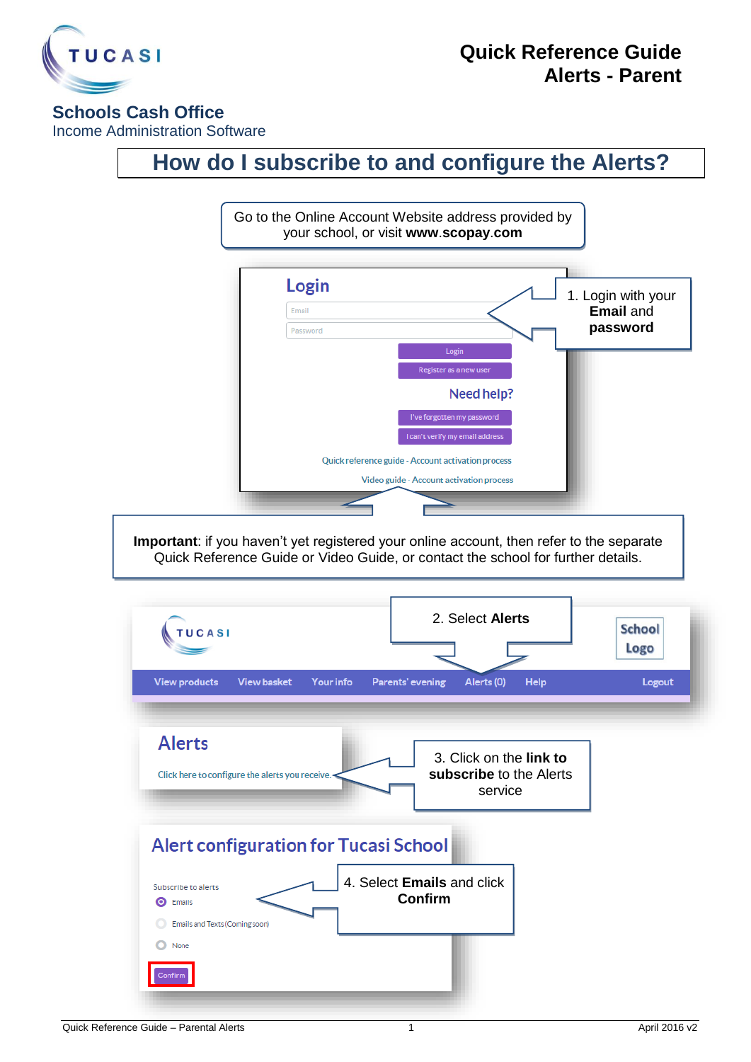**Quick Reference Guide**
**Alerts - Parent**

TUCASI

**Schools Cash Office**
Income Administration Software

# How do I subscribe to and configure the Alerts?

Go to the Online Account Website address provided by your school, or visit **www.scopay.com**

Login

Email

Password

Login

Register as a new user

Need help?

I've forgotten my password

I can't verify my email address

Quick reference guide - Account activation process

Video guide - Account activation process

1. Login with your **Email** and **password**

**Important**: if you haven't yet registered your online account, then refer to the separate Quick Reference Guide or Video Guide, or contact the school for further details.

TUCASI

School Logo

View products | View basket | Your info | Parents' evening | Alerts (0) | Help | Logout

2. Select **Alerts**

Alerts

Click here to configure the alerts you receive.

3. Click on the **link to subscribe** to the Alerts service

Alert configuration for Tucasi School

Subscribe to alerts

- Emails
- Emails and Texts (Coming soon)
- None

Confirm

4. Select **Emails** and click **Confirm**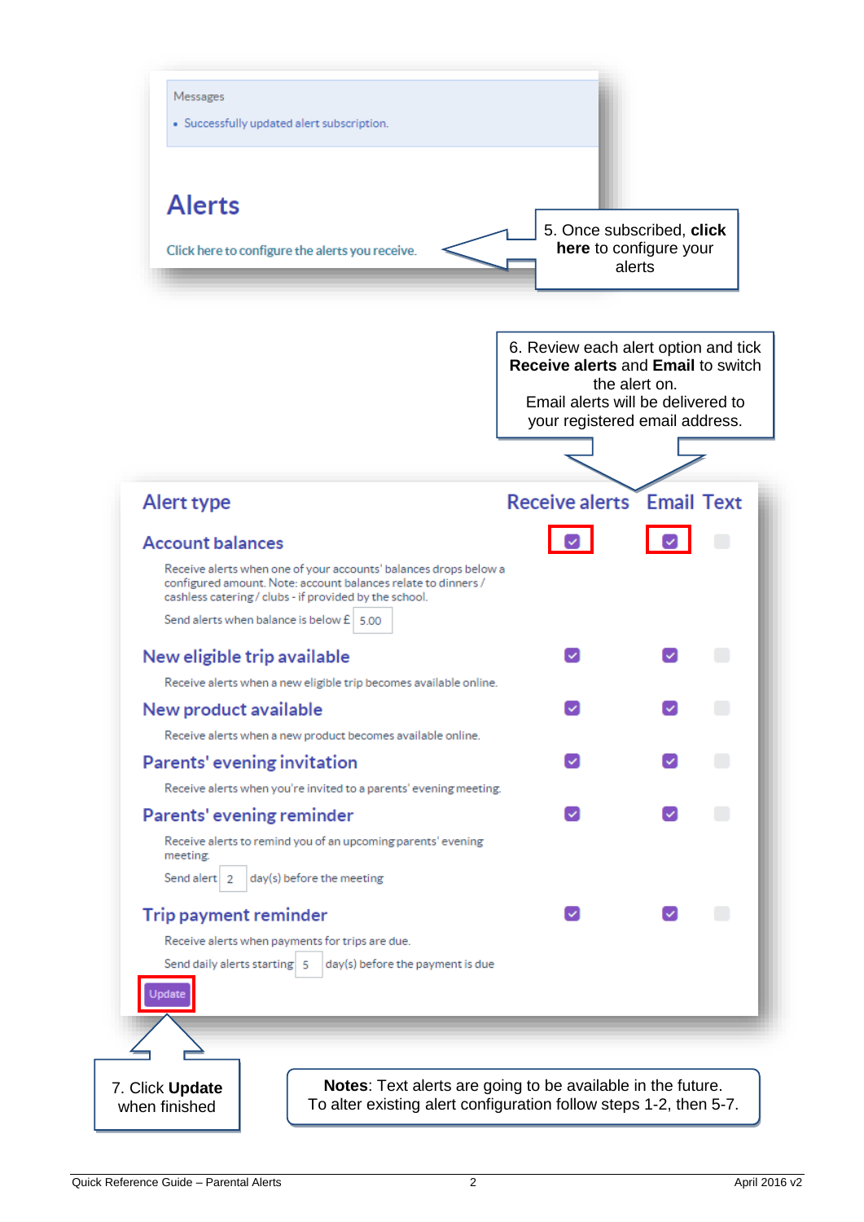Messages

- Successfully updated alert subscription.

## Alerts

Click here to configure the alerts you receive.

5. Once subscribed, **click here** to configure your alerts

6. Review each alert option and tick **Receive alerts** and **Email** to switch the alert on.
Email alerts will be delivered to your registered email address.

| Alert type | Receive alerts | Email | Text |
|---|---|---|---|
| **Account balances**<br>Receive alerts when one of your accounts' balances drops below a configured amount. Note: account balances relate to dinners / cashless catering / clubs - if provided by the school.<br>Send alerts when balance is below £ 5.00 | ☑ | ☑ | ☐ |
| **New eligible trip available**<br>Receive alerts when a new eligible trip becomes available online. | ☑ | ☑ | ☐ |
| **New product available**<br>Receive alerts when a new product becomes available online. | ☑ | ☑ | ☐ |
| **Parents' evening invitation**<br>Receive alerts when you're invited to a parents' evening meeting. | ☑ | ☑ | ☐ |
| **Parents' evening reminder**<br>Receive alerts to remind you of an upcoming parents' evening meeting.<br>Send alert 2 day(s) before the meeting | ☑ | ☑ | ☐ |
| **Trip payment reminder**<br>Receive alerts when payments for trips are due.<br>Send daily alerts starting 5 day(s) before the payment is due | ☑ | ☑ | ☐ |

Update

7. Click **Update** when finished

**Notes**: Text alerts are going to be available in the future.
To alter existing alert configuration follow steps 1-2, then 5-7.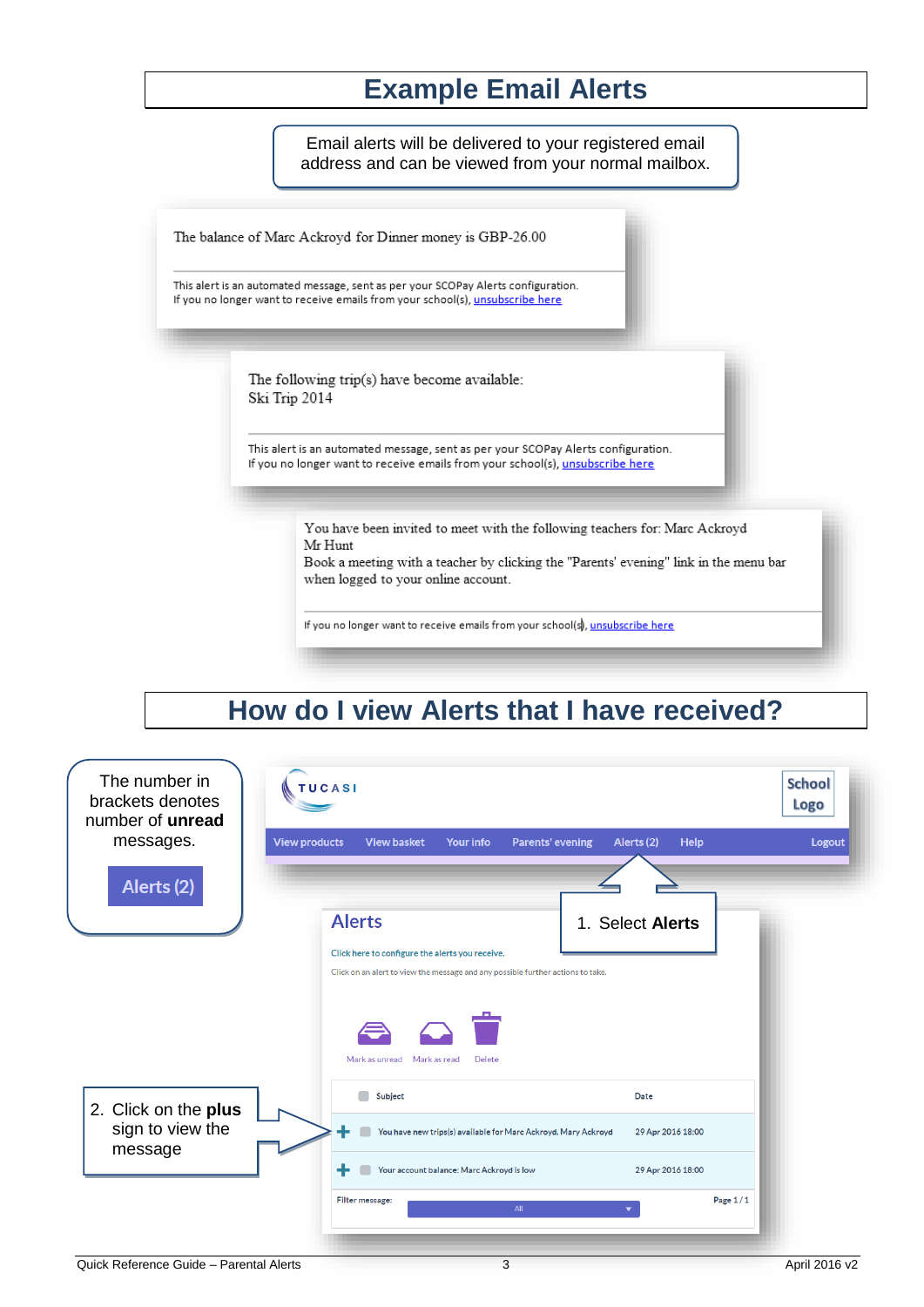# Example Email Alerts

Email alerts will be delivered to your registered email address and can be viewed from your normal mailbox.

The balance of Marc Ackroyd for Dinner money is GBP-26.00

This alert is an automated message, sent as per your SCOPay Alerts configuration.
If you no longer want to receive emails from your school(s), unsubscribe here

The following trip(s) have become available:
Ski Trip 2014

This alert is an automated message, sent as per your SCOPay Alerts configuration.
If you no longer want to receive emails from your school(s), unsubscribe here

You have been invited to meet with the following teachers for: Marc Ackroyd
Mr Hunt
Book a meeting with a teacher by clicking the "Parents' evening" link in the menu bar when logged to your online account.

If you no longer want to receive emails from your school(s), unsubscribe here

# How do I view Alerts that I have received?

The number in brackets denotes number of **unread** messages.

Alerts (2)

1. Select **Alerts**
2. Click on the **plus** sign to view the message

TUCASI | School Logo

View products | View basket | Your info | Parents' evening | Alerts (2) | Help | Logout

## Alerts

Click here to configure the alerts you receive.

Click on an alert to view the message and any possible further actions to take.

Mark as unread | Mark as read | Delete

| | Subject | Date |
|---|---|---|
| + | You have new trips(s) available for Marc Ackroyd, Mary Ackroyd | 29 Apr 2016 18:00 |
| + | Your account balance: Marc Ackroyd is low | 29 Apr 2016 18:00 |

Filter message: All — Page 1 / 1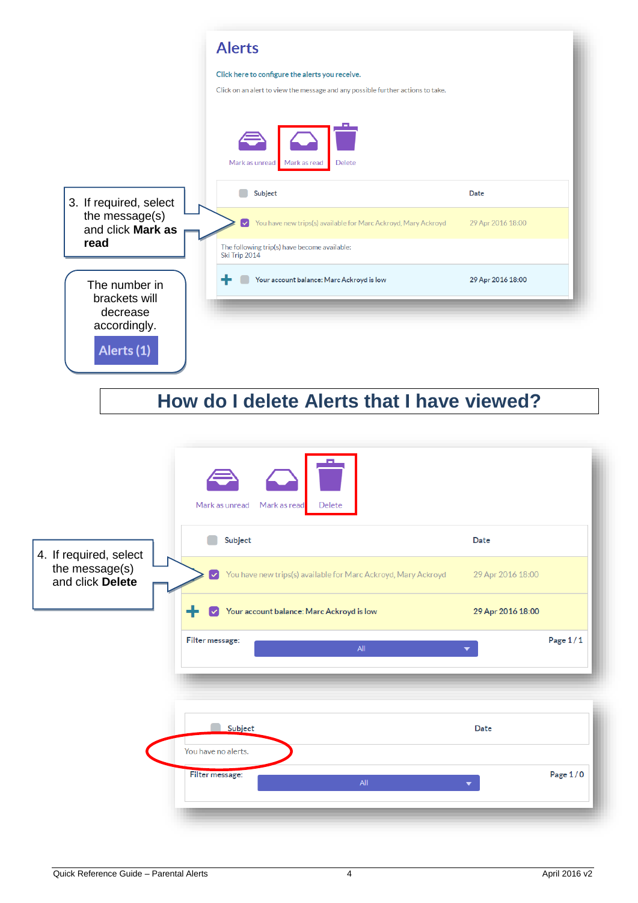Alerts

Click here to configure the alerts you receive.

Click on an alert to view the message and any possible further actions to take.

Mark as unread | Mark as read | Delete

| Subject | Date |
|---|---|
| You have new trips(s) available for Marc Ackroyd, Mary Ackroyd | 29 Apr 2016 18:00 |
| The following trip(s) have become available: Ski Trip 2014 | |
| Your account balance: Marc Ackroyd is low | 29 Apr 2016 18:00 |

3. If required, select the message(s) and click **Mark as read**

The number in brackets will decrease accordingly.

Alerts (1)

## How do I delete Alerts that I have viewed?

Mark as unread | Mark as read | Delete

| Subject | Date |
|---|---|
| You have new trips(s) available for Marc Ackroyd, Mary Ackroyd | 29 Apr 2016 18:00 |
| Your account balance: Marc Ackroyd is low | 29 Apr 2016 18:00 |

Filter message: All — Page 1 / 1

4. If required, select the message(s) and click **Delete**

| Subject | Date |
|---|---|
| You have no alerts. | |

Filter message: All — Page 1 / 0

Quick Reference Guide – Parental Alerts — April 2016 v2